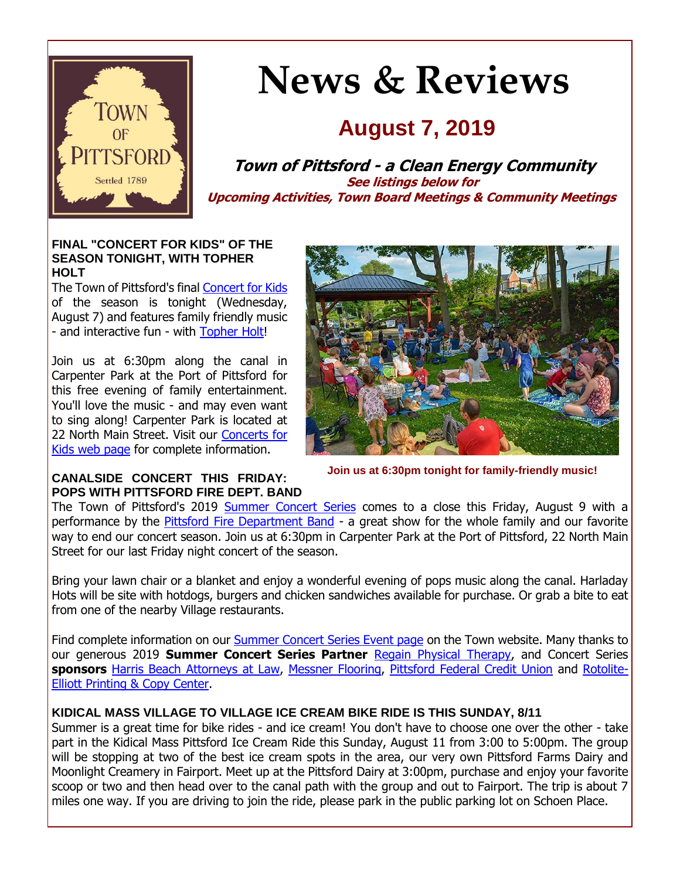# News & Reviews

## August 7, 2019

**Town of Pittsford - a Clean Energy Community**

**See listings below for**
**Upcoming Activities, Town Board Meetings & Community Meetings**

### FINAL "CONCERT FOR KIDS" OF THE SEASON TONIGHT, WITH TOPHER HOLT

The Town of Pittsford's final Concert for Kids of the season is tonight (Wednesday, August 7) and features family friendly music - and interactive fun - with Topher Holt!

Join us at 6:30pm along the canal in Carpenter Park at the Port of Pittsford for this free evening of family entertainment. You'll love the music - and may even want to sing along! Carpenter Park is located at 22 North Main Street. Visit our Concerts for Kids web page for complete information.

**Join us at 6:30pm tonight for family-friendly music!**

### CANALSIDE CONCERT THIS FRIDAY: POPS WITH PITTSFORD FIRE DEPT. BAND

The Town of Pittsford's 2019 Summer Concert Series comes to a close this Friday, August 9 with a performance by the Pittsford Fire Department Band - a great show for the whole family and our favorite way to end our concert season. Join us at 6:30pm in Carpenter Park at the Port of Pittsford, 22 North Main Street for our last Friday night concert of the season.

Bring your lawn chair or a blanket and enjoy a wonderful evening of pops music along the canal. Harladay Hots will be site with hotdogs, burgers and chicken sandwiches available for purchase. Or grab a bite to eat from one of the nearby Village restaurants.

Find complete information on our Summer Concert Series Event page on the Town website. Many thanks to our generous 2019 **Summer Concert Series Partner** Regain Physical Therapy, and Concert Series **sponsors** Harris Beach Attorneys at Law, Messner Flooring, Pittsford Federal Credit Union and Rotolite-Elliott Printing & Copy Center.

### KIDICAL MASS VILLAGE TO VILLAGE ICE CREAM BIKE RIDE IS THIS SUNDAY, 8/11

Summer is a great time for bike rides - and ice cream! You don't have to choose one over the other - take part in the Kidical Mass Pittsford Ice Cream Ride this Sunday, August 11 from 3:00 to 5:00pm. The group will be stopping at two of the best ice cream spots in the area, our very own Pittsford Farms Dairy and Moonlight Creamery in Fairport. Meet up at the Pittsford Dairy at 3:00pm, purchase and enjoy your favorite scoop or two and then head over to the canal path with the group and out to Fairport. The trip is about 7 miles one way. If you are driving to join the ride, please park in the public parking lot on Schoen Place.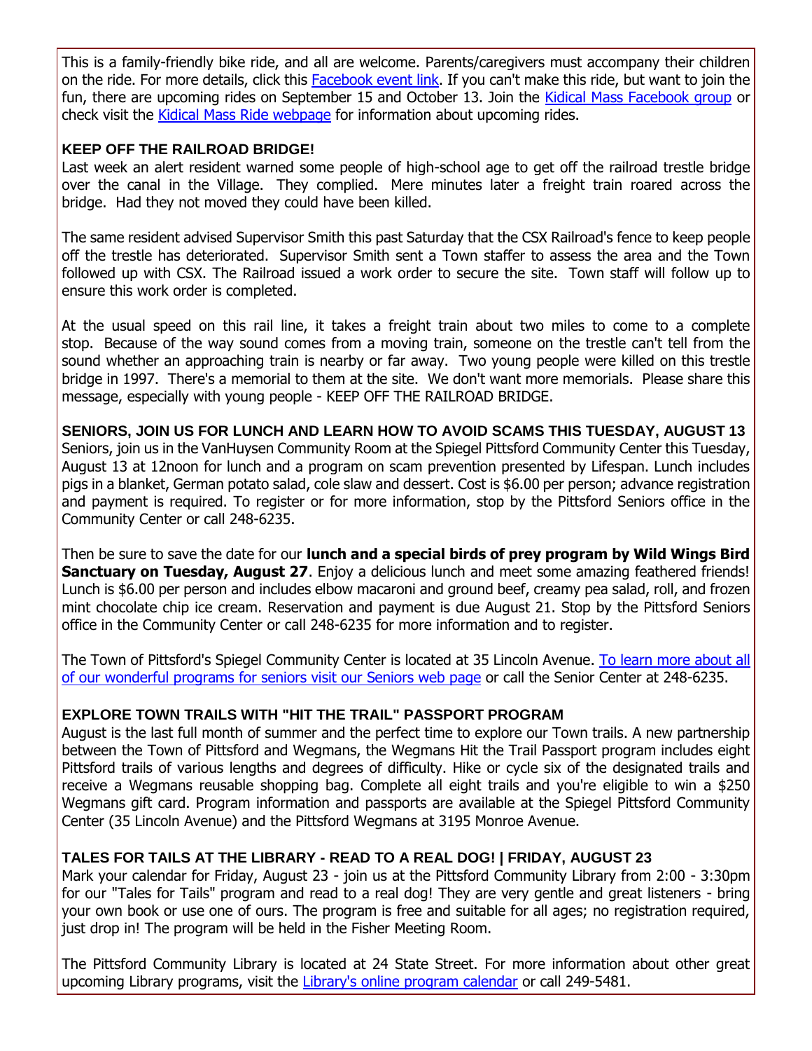This is a family-friendly bike ride, and all are welcome. Parents/caregivers must accompany their children on the ride. For more details, click this Facebook event link. If you can't make this ride, but want to join the fun, there are upcoming rides on September 15 and October 13. Join the Kidical Mass Facebook group or check visit the Kidical Mass Ride webpage for information about upcoming rides.

**KEEP OFF THE RAILROAD BRIDGE!**

Last week an alert resident warned some people of high-school age to get off the railroad trestle bridge over the canal in the Village. They complied. Mere minutes later a freight train roared across the bridge. Had they not moved they could have been killed.

The same resident advised Supervisor Smith this past Saturday that the CSX Railroad's fence to keep people off the trestle has deteriorated. Supervisor Smith sent a Town staffer to assess the area and the Town followed up with CSX. The Railroad issued a work order to secure the site. Town staff will follow up to ensure this work order is completed.

At the usual speed on this rail line, it takes a freight train about two miles to come to a complete stop. Because of the way sound comes from a moving train, someone on the trestle can't tell from the sound whether an approaching train is nearby or far away. Two young people were killed on this trestle bridge in 1997. There's a memorial to them at the site. We don't want more memorials. Please share this message, especially with young people - KEEP OFF THE RAILROAD BRIDGE.

**SENIORS, JOIN US FOR LUNCH AND LEARN HOW TO AVOID SCAMS THIS TUESDAY, AUGUST 13**

Seniors, join us in the VanHuysen Community Room at the Spiegel Pittsford Community Center this Tuesday, August 13 at 12noon for lunch and a program on scam prevention presented by Lifespan. Lunch includes pigs in a blanket, German potato salad, cole slaw and dessert. Cost is $6.00 per person; advance registration and payment is required. To register or for more information, stop by the Pittsford Seniors office in the Community Center or call 248-6235.

Then be sure to save the date for our **lunch and a special birds of prey program by Wild Wings Bird Sanctuary on Tuesday, August 27**. Enjoy a delicious lunch and meet some amazing feathered friends! Lunch is $6.00 per person and includes elbow macaroni and ground beef, creamy pea salad, roll, and frozen mint chocolate chip ice cream. Reservation and payment is due August 21. Stop by the Pittsford Seniors office in the Community Center or call 248-6235 for more information and to register.

The Town of Pittsford's Spiegel Community Center is located at 35 Lincoln Avenue. To learn more about all of our wonderful programs for seniors visit our Seniors web page or call the Senior Center at 248-6235.

**EXPLORE TOWN TRAILS WITH "HIT THE TRAIL" PASSPORT PROGRAM**

August is the last full month of summer and the perfect time to explore our Town trails. A new partnership between the Town of Pittsford and Wegmans, the Wegmans Hit the Trail Passport program includes eight Pittsford trails of various lengths and degrees of difficulty. Hike or cycle six of the designated trails and receive a Wegmans reusable shopping bag. Complete all eight trails and you're eligible to win a $250 Wegmans gift card. Program information and passports are available at the Spiegel Pittsford Community Center (35 Lincoln Avenue) and the Pittsford Wegmans at 3195 Monroe Avenue.

**TALES FOR TAILS AT THE LIBRARY - READ TO A REAL DOG! | FRIDAY, AUGUST 23**

Mark your calendar for Friday, August 23 - join us at the Pittsford Community Library from 2:00 - 3:30pm for our "Tales for Tails" program and read to a real dog! They are very gentle and great listeners - bring your own book or use one of ours. The program is free and suitable for all ages; no registration required, just drop in! The program will be held in the Fisher Meeting Room.

The Pittsford Community Library is located at 24 State Street. For more information about other great upcoming Library programs, visit the Library's online program calendar or call 249-5481.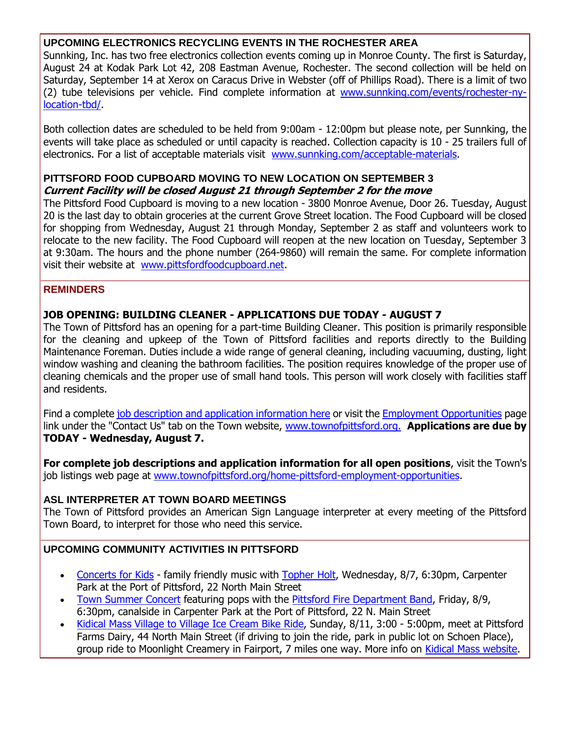## UPCOMING ELECTRONICS RECYCLING EVENTS IN THE ROCHESTER AREA

Sunnking, Inc. has two free electronics collection events coming up in Monroe County. The first is Saturday, August 24 at Kodak Park Lot 42, 208 Eastman Avenue, Rochester. The second collection will be held on Saturday, September 14 at Xerox on Caracus Drive in Webster (off of Phillips Road). There is a limit of two (2) tube televisions per vehicle. Find complete information at [www.sunnking.com/events/rochester-ny-location-tbd/](www.sunnking.com/events/rochester-ny-location-tbd/).

Both collection dates are scheduled to be held from 9:00am - 12:00pm but please note, per Sunnking, the events will take place as scheduled or until capacity is reached. Collection capacity is 10 - 25 trailers full of electronics. For a list of acceptable materials visit [www.sunnking.com/acceptable-materials](www.sunnking.com/acceptable-materials).

## PITTSFORD FOOD CUPBOARD MOVING TO NEW LOCATION ON SEPTEMBER 3

***Current Facility will be closed August 21 through September 2 for the move***

The Pittsford Food Cupboard is moving to a new location - 3800 Monroe Avenue, Door 26. Tuesday, August 20 is the last day to obtain groceries at the current Grove Street location. The Food Cupboard will be closed for shopping from Wednesday, August 21 through Monday, September 2 as staff and volunteers work to relocate to the new facility. The Food Cupboard will reopen at the new location on Tuesday, September 3 at 9:30am. The hours and the phone number (264-9860) will remain the same. For complete information visit their website at [www.pittsfordfoodcupboard.net](www.pittsfordfoodcupboard.net).

## REMINDERS

### JOB OPENING: BUILDING CLEANER - APPLICATIONS DUE TODAY - AUGUST 7

The Town of Pittsford has an opening for a part-time Building Cleaner. This position is primarily responsible for the cleaning and upkeep of the Town of Pittsford facilities and reports directly to the Building Maintenance Foreman. Duties include a wide range of general cleaning, including vacuuming, dusting, light window washing and cleaning the bathroom facilities. The position requires knowledge of the proper use of cleaning chemicals and the proper use of small hand tools. This person will work closely with facilities staff and residents.

Find a complete job description and application information here or visit the Employment Opportunities page link under the "Contact Us" tab on the Town website, [www.townofpittsford.org.](www.townofpittsford.org) **Applications are due by TODAY - Wednesday, August 7.**

**For complete job descriptions and application information for all open positions**, visit the Town's job listings web page at [www.townofpittsford.org/home-pittsford-employment-opportunities](www.townofpittsford.org/home-pittsford-employment-opportunities).

### ASL INTERPRETER AT TOWN BOARD MEETINGS

The Town of Pittsford provides an American Sign Language interpreter at every meeting of the Pittsford Town Board, to interpret for those who need this service.

## UPCOMING COMMUNITY ACTIVITIES IN PITTSFORD

- Concerts for Kids - family friendly music with Topher Holt, Wednesday, 8/7, 6:30pm, Carpenter Park at the Port of Pittsford, 22 North Main Street
- Town Summer Concert featuring pops with the Pittsford Fire Department Band, Friday, 8/9, 6:30pm, canalside in Carpenter Park at the Port of Pittsford, 22 N. Main Street
- Kidical Mass Village to Village Ice Cream Bike Ride, Sunday, 8/11, 3:00 - 5:00pm, meet at Pittsford Farms Dairy, 44 North Main Street (if driving to join the ride, park in public lot on Schoen Place), group ride to Moonlight Creamery in Fairport, 7 miles one way. More info on Kidical Mass website.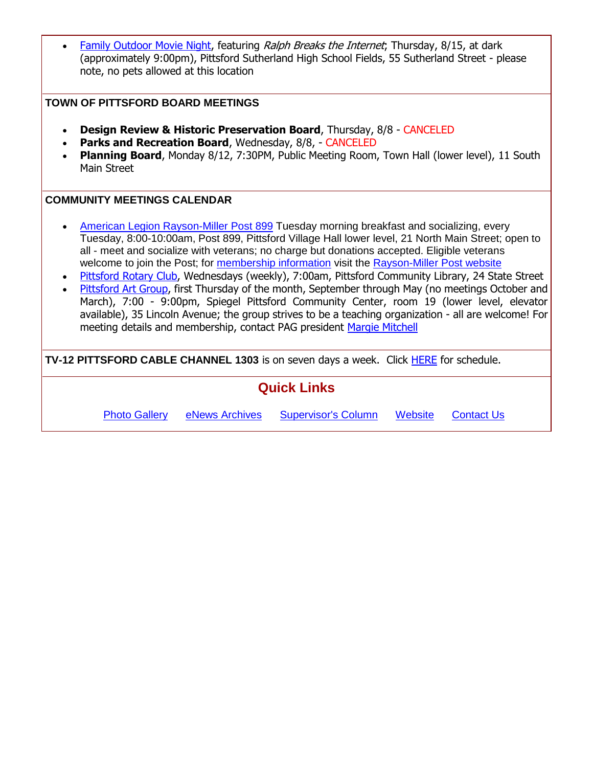- Family Outdoor Movie Night, featuring *Ralph Breaks the Internet*; Thursday, 8/15, at dark (approximately 9:00pm), Pittsford Sutherland High School Fields, 55 Sutherland Street - please note, no pets allowed at this location

**TOWN OF PITTSFORD BOARD MEETINGS**

- **Design Review & Historic Preservation Board**, Thursday, 8/8 - CANCELED
- **Parks and Recreation Board**, Wednesday, 8/8, - CANCELED
- **Planning Board**, Monday 8/12, 7:30PM, Public Meeting Room, Town Hall (lower level), 11 South Main Street

**COMMUNITY MEETINGS CALENDAR**

- American Legion Rayson-Miller Post 899 Tuesday morning breakfast and socializing, every Tuesday, 8:00-10:00am, Post 899, Pittsford Village Hall lower level, 21 North Main Street; open to all - meet and socialize with veterans; no charge but donations accepted. Eligible veterans welcome to join the Post; for membership information visit the Rayson-Miller Post website
- Pittsford Rotary Club, Wednesdays (weekly), 7:00am, Pittsford Community Library, 24 State Street
- Pittsford Art Group, first Thursday of the month, September through May (no meetings October and March), 7:00 - 9:00pm, Spiegel Pittsford Community Center, room 19 (lower level, elevator available), 35 Lincoln Avenue; the group strives to be a teaching organization - all are welcome! For meeting details and membership, contact PAG president Margie Mitchell

**TV-12 PITTSFORD CABLE CHANNEL 1303** is on seven days a week. Click HERE for schedule.

## Quick Links

Photo Gallery | eNews Archives | Supervisor's Column | Website | Contact Us